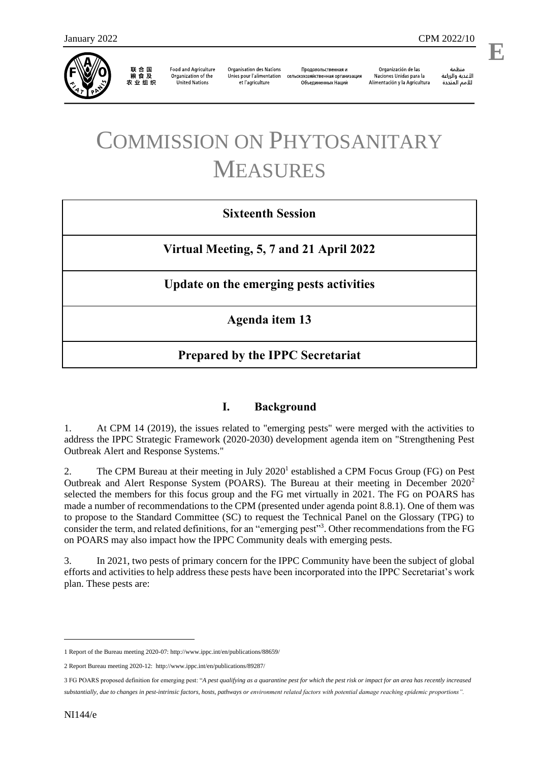January 2022 CPM 2022/10

# COMMISSION ON PHYTOSANITARY MEASURES

**Sixteenth Session**

**Virtual Meeting, 5, 7 and 21 April 2022**

**Update on the emerging pests activities**

**Agenda item 13**

**Prepared by the IPPC Secretariat**

## I. Background

1. At CPM 14 (2019), the issues related to "emerging pests" were merged with the activities to address the IPPC Strategic Framework (2020-2030) development agenda item on "Strengthening Pest Outbreak Alert and Response Systems."

2. The CPM Bureau at their meeting in July 2020[1] established a CPM Focus Group (FG) on Pest Outbreak and Alert Response System (POARS). The Bureau at their meeting in December 2020[2] selected the members for this focus group and the FG met virtually in 2021. The FG on POARS has made a number of recommendations to the CPM (presented under agenda point 8.8.1). One of them was to propose to the Standard Committee (SC) to request the Technical Panel on the Glossary (TPG) to consider the term, and related definitions, for an "emerging pest"[3]. Other recommendations from the FG on POARS may also impact how the IPPC Community deals with emerging pests.

3. In 2021, two pests of primary concern for the IPPC Community have been the subject of global efforts and activities to help address these pests have been incorporated into the IPPC Secretariat's work plan. These pests are:

---

1 Report of the Bureau meeting 2020-07: http://www.ippc.int/en/publications/88659/

2 Report Bureau meeting 2020-12: http://www.ippc.int/en/publications/89287/

3 FG POARS proposed definition for emerging pest: "*A pest qualifying as a quarantine pest for which the pest risk or impact for an area has recently increased substantially, due to changes in pest-intrinsic factors, hosts, pathways or environment related factors with potential damage reaching epidemic proportions".*

NI144/e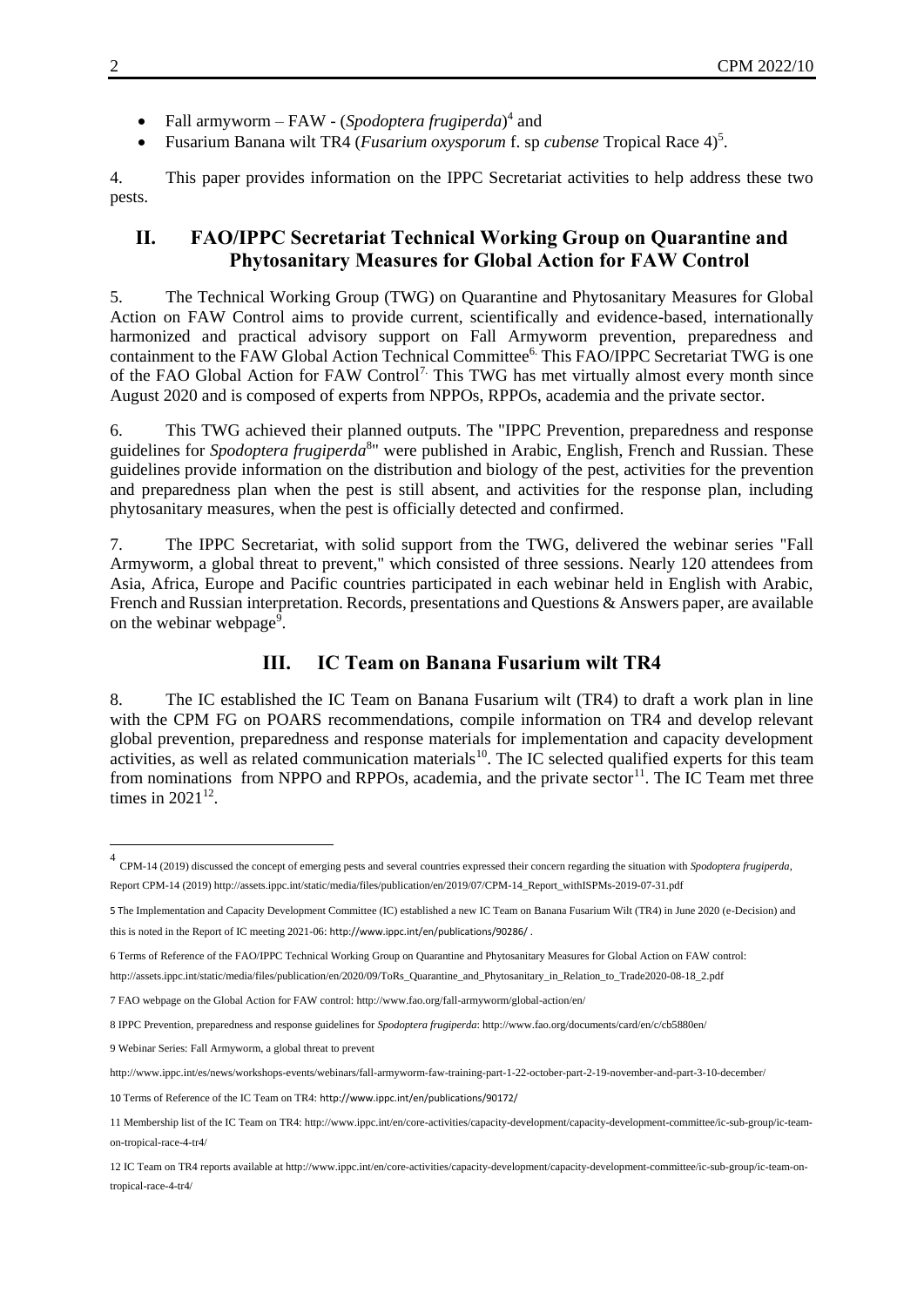- Fall armyworm – FAW - (*Spodoptera frugiperda*)[4] and
- Fusarium Banana wilt TR4 (*Fusarium oxysporum* f. sp *cubense* Tropical Race 4)[5].

4. This paper provides information on the IPPC Secretariat activities to help address these two pests.

## II. FAO/IPPC Secretariat Technical Working Group on Quarantine and Phytosanitary Measures for Global Action for FAW Control

5. The Technical Working Group (TWG) on Quarantine and Phytosanitary Measures for Global Action on FAW Control aims to provide current, scientifically and evidence-based, internationally harmonized and practical advisory support on Fall Armyworm prevention, preparedness and containment to the FAW Global Action Technical Committee[6]. This FAO/IPPC Secretariat TWG is one of the FAO Global Action for FAW Control[7]. This TWG has met virtually almost every month since August 2020 and is composed of experts from NPPOs, RPPOs, academia and the private sector.

6. This TWG achieved their planned outputs. The "IPPC Prevention, preparedness and response guidelines for *Spodoptera frugiperda*[8]" were published in Arabic, English, French and Russian. These guidelines provide information on the distribution and biology of the pest, activities for the prevention and preparedness plan when the pest is still absent, and activities for the response plan, including phytosanitary measures, when the pest is officially detected and confirmed.

7. The IPPC Secretariat, with solid support from the TWG, delivered the webinar series "Fall Armyworm, a global threat to prevent," which consisted of three sessions. Nearly 120 attendees from Asia, Africa, Europe and Pacific countries participated in each webinar held in English with Arabic, French and Russian interpretation. Records, presentations and Questions & Answers paper, are available on the webinar webpage[9].

## III. IC Team on Banana Fusarium wilt TR4

8. The IC established the IC Team on Banana Fusarium wilt (TR4) to draft a work plan in line with the CPM FG on POARS recommendations, compile information on TR4 and develop relevant global prevention, preparedness and response materials for implementation and capacity development activities, as well as related communication materials[10]. The IC selected qualified experts for this team from nominations from NPPO and RPPOs, academia, and the private sector[11]. The IC Team met three times in 2021[12].

---

[4] CPM-14 (2019) discussed the concept of emerging pests and several countries expressed their concern regarding the situation with *Spodoptera frugiperda*, Report CPM-14 (2019) http://assets.ippc.int/static/media/files/publication/en/2019/07/CPM-14_Report_withISPMs-2019-07-31.pdf

[5] The Implementation and Capacity Development Committee (IC) established a new IC Team on Banana Fusarium Wilt (TR4) in June 2020 (e-Decision) and this is noted in the Report of IC meeting 2021-06: http://www.ippc.int/en/publications/90286/ .

[6] Terms of Reference of the FAO/IPPC Technical Working Group on Quarantine and Phytosanitary Measures for Global Action on FAW control: http://assets.ippc.int/static/media/files/publication/en/2020/09/ToRs_Quarantine_and_Phytosanitary_in_Relation_to_Trade2020-08-18_2.pdf

[7] FAO webpage on the Global Action for FAW control: http://www.fao.org/fall-armyworm/global-action/en/

[8] IPPC Prevention, preparedness and response guidelines for *Spodoptera frugiperda*: http://www.fao.org/documents/card/en/c/cb5880en/

[9] Webinar Series: Fall Armyworm, a global threat to prevent

http://www.ippc.int/es/news/workshops-events/webinars/fall-armyworm-faw-training-part-1-22-october-part-2-19-november-and-part-3-10-december/

[10] Terms of Reference of the IC Team on TR4: http://www.ippc.int/en/publications/90172/

[11] Membership list of the IC Team on TR4: http://www.ippc.int/en/core-activities/capacity-development/capacity-development-committee/ic-sub-group/ic-team-on-tropical-race-4-tr4/

[12] IC Team on TR4 reports available at http://www.ippc.int/en/core-activities/capacity-development/capacity-development-committee/ic-sub-group/ic-team-on-tropical-race-4-tr4/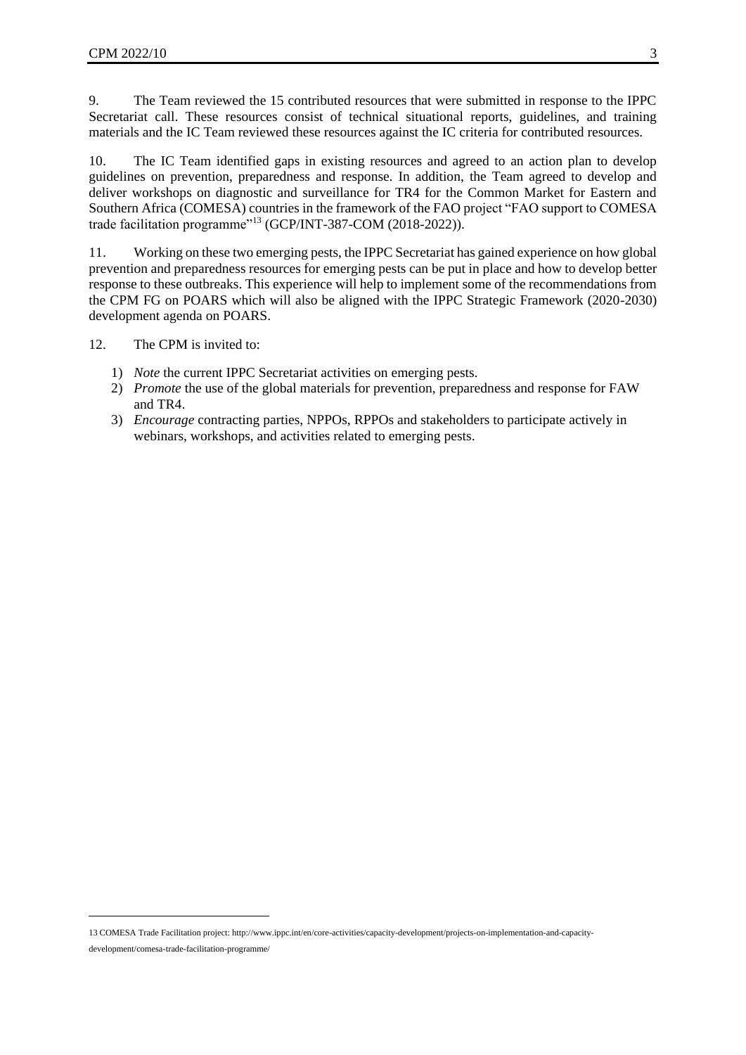9. The Team reviewed the 15 contributed resources that were submitted in response to the IPPC Secretariat call. These resources consist of technical situational reports, guidelines, and training materials and the IC Team reviewed these resources against the IC criteria for contributed resources.

10. The IC Team identified gaps in existing resources and agreed to an action plan to develop guidelines on prevention, preparedness and response. In addition, the Team agreed to develop and deliver workshops on diagnostic and surveillance for TR4 for the Common Market for Eastern and Southern Africa (COMESA) countries in the framework of the FAO project "FAO support to COMESA trade facilitation programme"[13] (GCP/INT-387-COM (2018-2022)).

11. Working on these two emerging pests, the IPPC Secretariat has gained experience on how global prevention and preparedness resources for emerging pests can be put in place and how to develop better response to these outbreaks. This experience will help to implement some of the recommendations from the CPM FG on POARS which will also be aligned with the IPPC Strategic Framework (2020-2030) development agenda on POARS.

12. The CPM is invited to:

1) *Note* the current IPPC Secretariat activities on emerging pests.
2) *Promote* the use of the global materials for prevention, preparedness and response for FAW and TR4.
3) *Encourage* contracting parties, NPPOs, RPPOs and stakeholders to participate actively in webinars, workshops, and activities related to emerging pests.

---

13 COMESA Trade Facilitation project: http://www.ippc.int/en/core-activities/capacity-development/projects-on-implementation-and-capacity-development/comesa-trade-facilitation-programme/